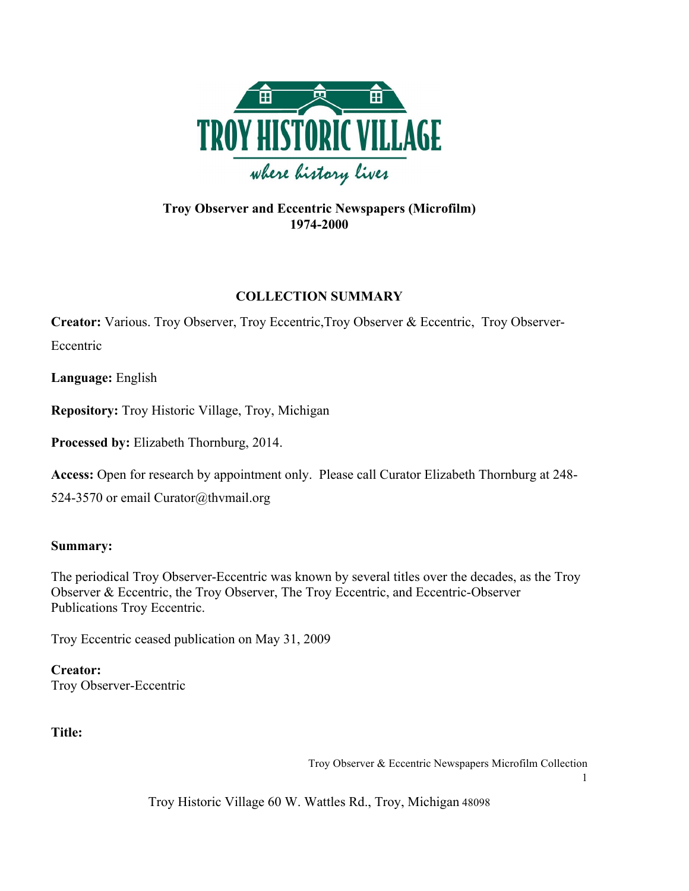# TROY HISTORIC VILLAGE

*where history lives*

**Troy Observer and Eccentric Newspapers (Microfilm)**
**1974-2000**

## COLLECTION SUMMARY

**Creator:** Various. Troy Observer, Troy Eccentric,Troy Observer & Eccentric, Troy Observer-Eccentric

**Language:** English

**Repository:** Troy Historic Village, Troy, Michigan

**Processed by:** Elizabeth Thornburg, 2014.

**Access:** Open for research by appointment only. Please call Curator Elizabeth Thornburg at 248-524-3570 or email Curator@thvmail.org

**Summary:**

The periodical Troy Observer-Eccentric was known by several titles over the decades, as the Troy Observer & Eccentric, the Troy Observer, The Troy Eccentric, and Eccentric-Observer Publications Troy Eccentric.

Troy Eccentric ceased publication on May 31, 2009

**Creator:**
Troy Observer-Eccentric

**Title:**

Troy Historic Village 60 W. Wattles Rd., Troy, Michigan 48098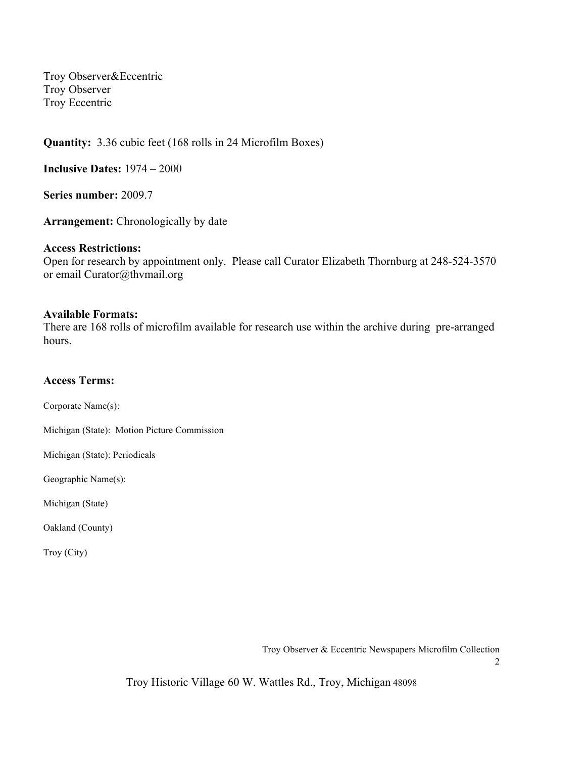Troy Observer&Eccentric
Troy Observer
Troy Eccentric

**Quantity:** 3.36 cubic feet (168 rolls in 24 Microfilm Boxes)

**Inclusive Dates:** 1974 – 2000

**Series number:** 2009.7

**Arrangement:** Chronologically by date

**Access Restrictions:**
Open for research by appointment only. Please call Curator Elizabeth Thornburg at 248-524-3570 or email Curator@thvmail.org

**Available Formats:**
There are 168 rolls of microfilm available for research use within the archive during pre-arranged hours.

**Access Terms:**

Corporate Name(s):

Michigan (State): Motion Picture Commission

Michigan (State): Periodicals

Geographic Name(s):

Michigan (State)

Oakland (County)

Troy (City)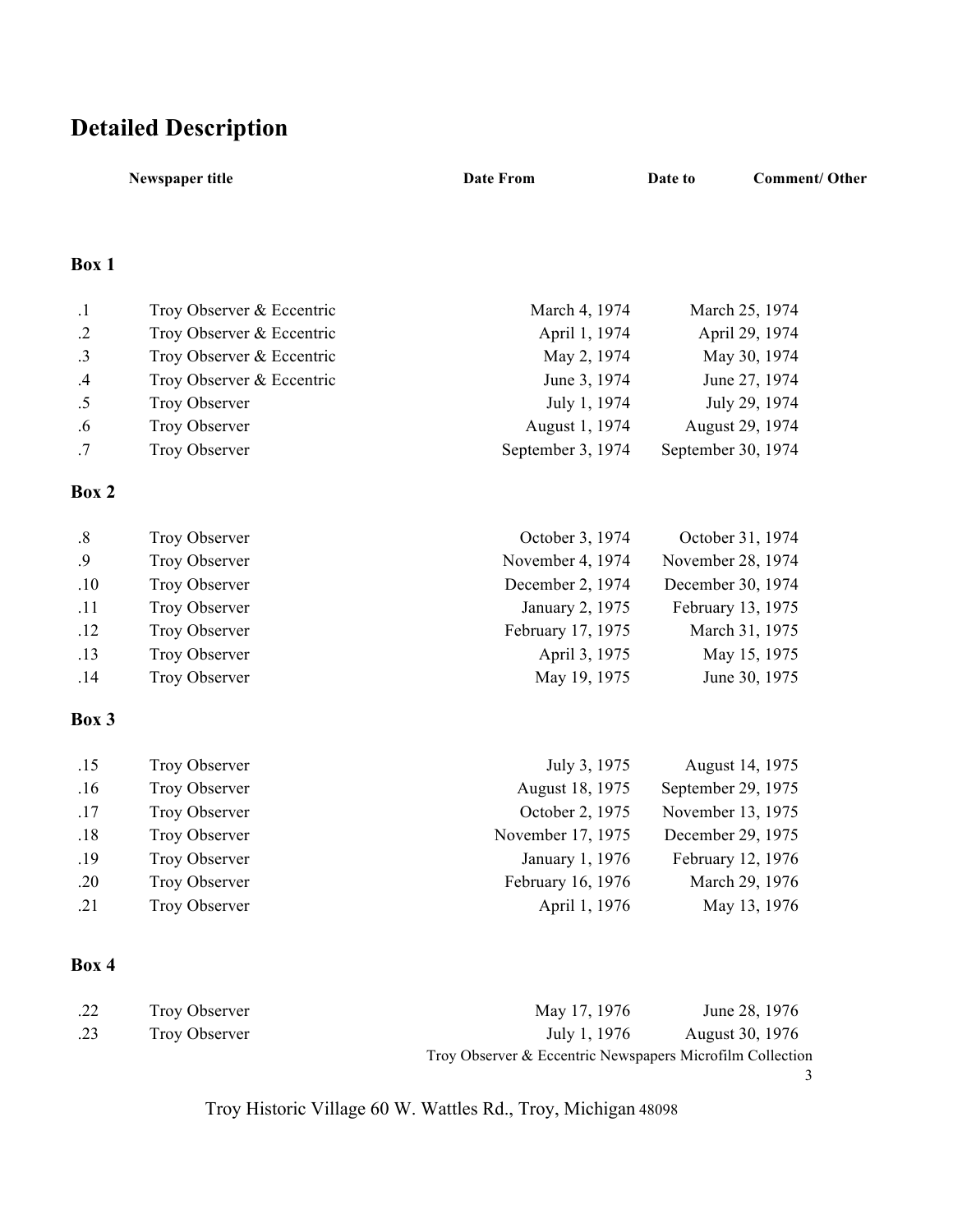# Detailed Description

| | Newspaper title | Date From | Date to | Comment/ Other |
|---|---|---|---|---|
| **Box 1** | | | | |
| .1 | Troy Observer & Eccentric | March 4, 1974 | March 25, 1974 | |
| .2 | Troy Observer & Eccentric | April 1, 1974 | April 29, 1974 | |
| .3 | Troy Observer & Eccentric | May 2, 1974 | May 30, 1974 | |
| .4 | Troy Observer & Eccentric | June 3, 1974 | June 27, 1974 | |
| .5 | Troy Observer | July 1, 1974 | July 29, 1974 | |
| .6 | Troy Observer | August 1, 1974 | August 29, 1974 | |
| .7 | Troy Observer | September 3, 1974 | September 30, 1974 | |
| **Box 2** | | | | |
| .8 | Troy Observer | October 3, 1974 | October 31, 1974 | |
| .9 | Troy Observer | November 4, 1974 | November 28, 1974 | |
| .10 | Troy Observer | December 2, 1974 | December 30, 1974 | |
| .11 | Troy Observer | January 2, 1975 | February 13, 1975 | |
| .12 | Troy Observer | February 17, 1975 | March 31, 1975 | |
| .13 | Troy Observer | April 3, 1975 | May 15, 1975 | |
| .14 | Troy Observer | May 19, 1975 | June 30, 1975 | |
| **Box 3** | | | | |
| .15 | Troy Observer | July 3, 1975 | August 14, 1975 | |
| .16 | Troy Observer | August 18, 1975 | September 29, 1975 | |
| .17 | Troy Observer | October 2, 1975 | November 13, 1975 | |
| .18 | Troy Observer | November 17, 1975 | December 29, 1975 | |
| .19 | Troy Observer | January 1, 1976 | February 12, 1976 | |
| .20 | Troy Observer | February 16, 1976 | March 29, 1976 | |
| .21 | Troy Observer | April 1, 1976 | May 13, 1976 | |
| **Box 4** | | | | |
| .22 | Troy Observer | May 17, 1976 | June 28, 1976 | |
| .23 | Troy Observer | July 1, 1976 | August 30, 1976 | |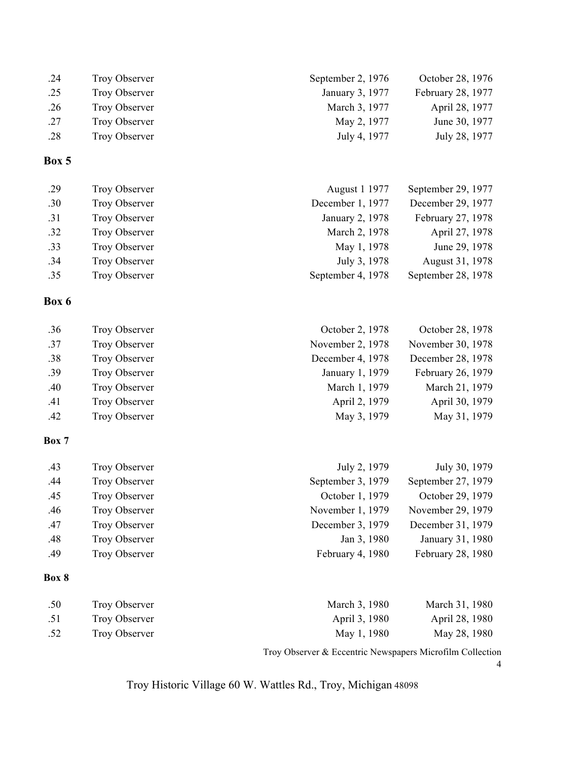| | | | |
|---|---|---|---|
| .24 | Troy Observer | September 2, 1976 | October 28, 1976 |
| .25 | Troy Observer | January 3, 1977 | February 28, 1977 |
| .26 | Troy Observer | March 3, 1977 | April 28, 1977 |
| .27 | Troy Observer | May 2, 1977 | June 30, 1977 |
| .28 | Troy Observer | July 4, 1977 | July 28, 1977 |

**Box 5**

| | | | |
|---|---|---|---|
| .29 | Troy Observer | August 1 1977 | September 29, 1977 |
| .30 | Troy Observer | December 1, 1977 | December 29, 1977 |
| .31 | Troy Observer | January 2, 1978 | February 27, 1978 |
| .32 | Troy Observer | March 2, 1978 | April 27, 1978 |
| .33 | Troy Observer | May 1, 1978 | June 29, 1978 |
| .34 | Troy Observer | July 3, 1978 | August 31, 1978 |
| .35 | Troy Observer | September 4, 1978 | September 28, 1978 |

**Box 6**

| | | | |
|---|---|---|---|
| .36 | Troy Observer | October 2, 1978 | October 28, 1978 |
| .37 | Troy Observer | November 2, 1978 | November 30, 1978 |
| .38 | Troy Observer | December 4, 1978 | December 28, 1978 |
| .39 | Troy Observer | January 1, 1979 | February 26, 1979 |
| .40 | Troy Observer | March 1, 1979 | March 21, 1979 |
| .41 | Troy Observer | April 2, 1979 | April 30, 1979 |
| .42 | Troy Observer | May 3, 1979 | May 31, 1979 |

**Box 7**

| | | | |
|---|---|---|---|
| .43 | Troy Observer | July 2, 1979 | July 30, 1979 |
| .44 | Troy Observer | September 3, 1979 | September 27, 1979 |
| .45 | Troy Observer | October 1, 1979 | October 29, 1979 |
| .46 | Troy Observer | November 1, 1979 | November 29, 1979 |
| .47 | Troy Observer | December 3, 1979 | December 31, 1979 |
| .48 | Troy Observer | Jan 3, 1980 | January 31, 1980 |
| .49 | Troy Observer | February 4, 1980 | February 28, 1980 |

**Box 8**

| | | | |
|---|---|---|---|
| .50 | Troy Observer | March 3, 1980 | March 31, 1980 |
| .51 | Troy Observer | April 3, 1980 | April 28, 1980 |
| .52 | Troy Observer | May 1, 1980 | May 28, 1980 |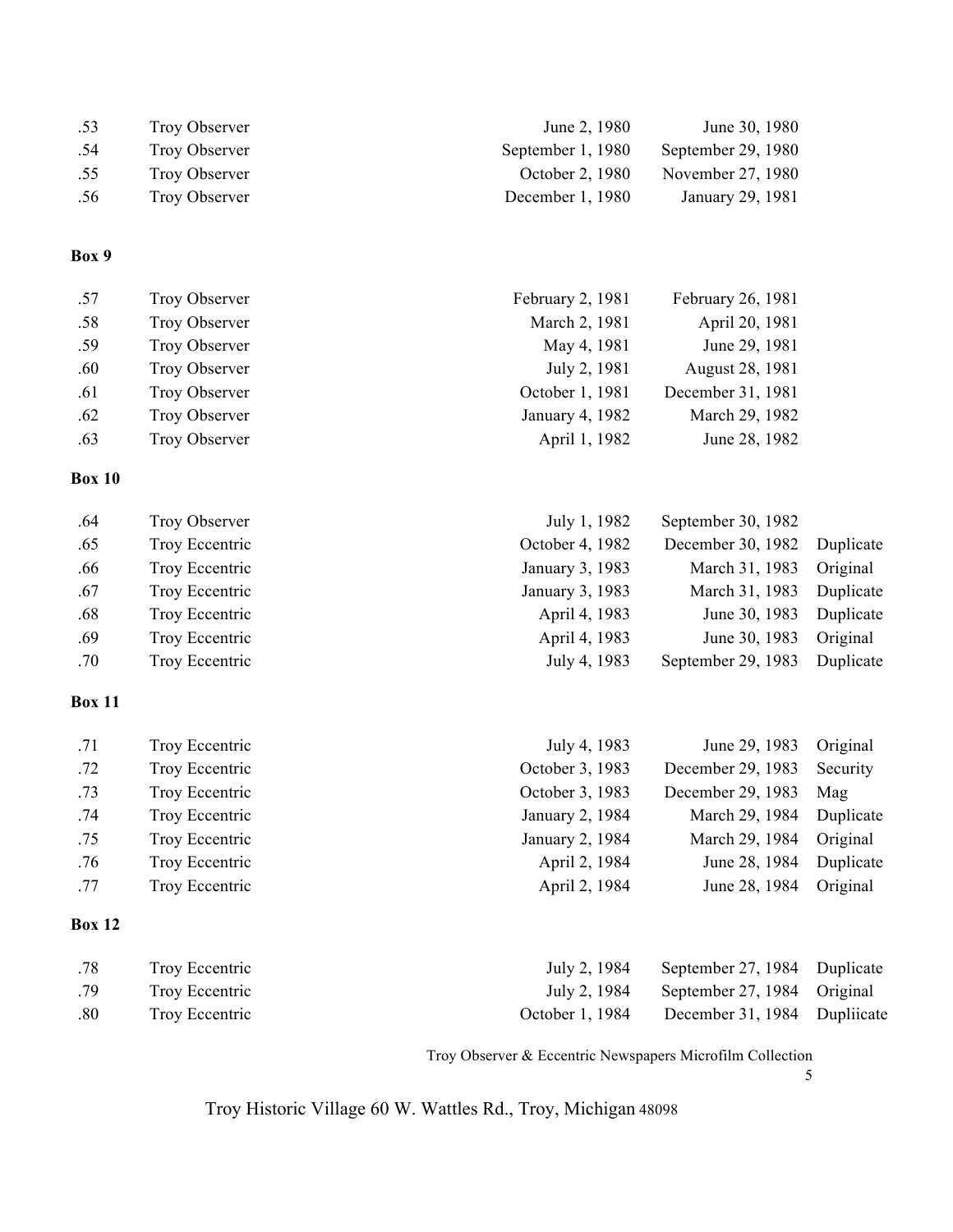| | | | | |
|---|---|---|---|---|
| .53 | Troy Observer | June 2, 1980 | June 30, 1980 | |
| .54 | Troy Observer | September 1, 1980 | September 29, 1980 | |
| .55 | Troy Observer | October 2, 1980 | November 27, 1980 | |
| .56 | Troy Observer | December 1, 1980 | January 29, 1981 | |

**Box 9**

| | | | | |
|---|---|---|---|---|
| .57 | Troy Observer | February 2, 1981 | February 26, 1981 | |
| .58 | Troy Observer | March 2, 1981 | April 20, 1981 | |
| .59 | Troy Observer | May 4, 1981 | June 29, 1981 | |
| .60 | Troy Observer | July 2, 1981 | August 28, 1981 | |
| .61 | Troy Observer | October 1, 1981 | December 31, 1981 | |
| .62 | Troy Observer | January 4, 1982 | March 29, 1982 | |
| .63 | Troy Observer | April 1, 1982 | June 28, 1982 | |

**Box 10**

| | | | | |
|---|---|---|---|---|
| .64 | Troy Observer | July 1, 1982 | September 30, 1982 | |
| .65 | Troy Eccentric | October 4, 1982 | December 30, 1982 | Duplicate |
| .66 | Troy Eccentric | January 3, 1983 | March 31, 1983 | Original |
| .67 | Troy Eccentric | January 3, 1983 | March 31, 1983 | Duplicate |
| .68 | Troy Eccentric | April 4, 1983 | June 30, 1983 | Duplicate |
| .69 | Troy Eccentric | April 4, 1983 | June 30, 1983 | Original |
| .70 | Troy Eccentric | July 4, 1983 | September 29, 1983 | Duplicate |

**Box 11**

| | | | | |
|---|---|---|---|---|
| .71 | Troy Eccentric | July 4, 1983 | June 29, 1983 | Original |
| .72 | Troy Eccentric | October 3, 1983 | December 29, 1983 | Security |
| .73 | Troy Eccentric | October 3, 1983 | December 29, 1983 | Mag |
| .74 | Troy Eccentric | January 2, 1984 | March 29, 1984 | Duplicate |
| .75 | Troy Eccentric | January 2, 1984 | March 29, 1984 | Original |
| .76 | Troy Eccentric | April 2, 1984 | June 28, 1984 | Duplicate |
| .77 | Troy Eccentric | April 2, 1984 | June 28, 1984 | Original |

**Box 12**

| | | | | |
|---|---|---|---|---|
| .78 | Troy Eccentric | July 2, 1984 | September 27, 1984 | Duplicate |
| .79 | Troy Eccentric | July 2, 1984 | September 27, 1984 | Original |
| .80 | Troy Eccentric | October 1, 1984 | December 31, 1984 | Dupliicate |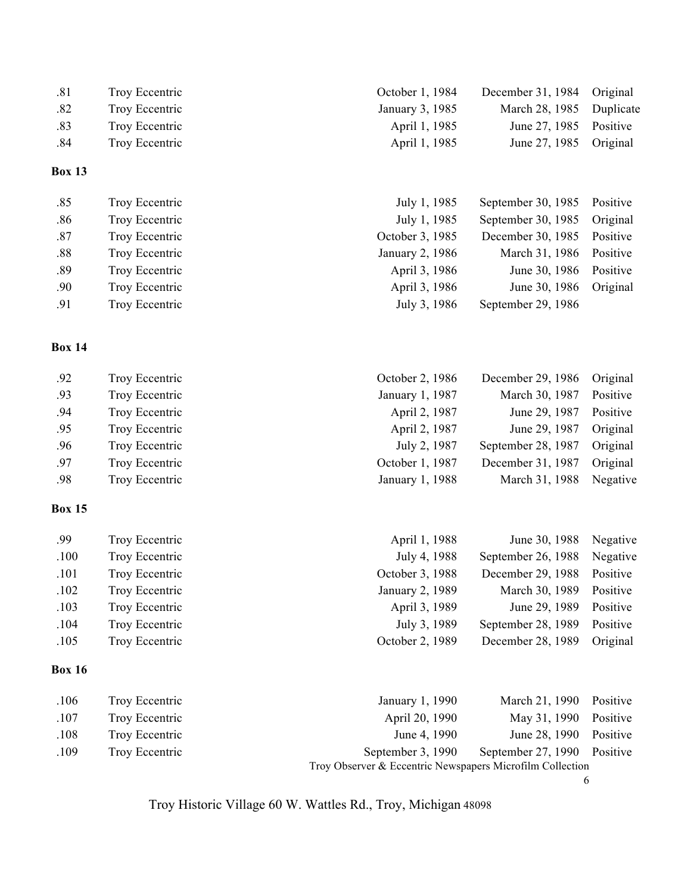| | | | | |
|---|---|---|---|---|
| .81 | Troy Eccentric | October 1, 1984 | December 31, 1984 | Original |
| .82 | Troy Eccentric | January 3, 1985 | March 28, 1985 | Duplicate |
| .83 | Troy Eccentric | April 1, 1985 | June 27, 1985 | Positive |
| .84 | Troy Eccentric | April 1, 1985 | June 27, 1985 | Original |

**Box 13**

| | | | | |
|---|---|---|---|---|
| .85 | Troy Eccentric | July 1, 1985 | September 30, 1985 | Positive |
| .86 | Troy Eccentric | July 1, 1985 | September 30, 1985 | Original |
| .87 | Troy Eccentric | October 3, 1985 | December 30, 1985 | Positive |
| .88 | Troy Eccentric | January 2, 1986 | March 31, 1986 | Positive |
| .89 | Troy Eccentric | April 3, 1986 | June 30, 1986 | Positive |
| .90 | Troy Eccentric | April 3, 1986 | June 30, 1986 | Original |
| .91 | Troy Eccentric | July 3, 1986 | September 29, 1986 | |

**Box 14**

| | | | | |
|---|---|---|---|---|
| .92 | Troy Eccentric | October 2, 1986 | December 29, 1986 | Original |
| .93 | Troy Eccentric | January 1, 1987 | March 30, 1987 | Positive |
| .94 | Troy Eccentric | April 2, 1987 | June 29, 1987 | Positive |
| .95 | Troy Eccentric | April 2, 1987 | June 29, 1987 | Original |
| .96 | Troy Eccentric | July 2, 1987 | September 28, 1987 | Original |
| .97 | Troy Eccentric | October 1, 1987 | December 31, 1987 | Original |
| .98 | Troy Eccentric | January 1, 1988 | March 31, 1988 | Negative |

**Box 15**

| | | | | |
|---|---|---|---|---|
| .99 | Troy Eccentric | April 1, 1988 | June 30, 1988 | Negative |
| .100 | Troy Eccentric | July 4, 1988 | September 26, 1988 | Negative |
| .101 | Troy Eccentric | October 3, 1988 | December 29, 1988 | Positive |
| .102 | Troy Eccentric | January 2, 1989 | March 30, 1989 | Positive |
| .103 | Troy Eccentric | April 3, 1989 | June 29, 1989 | Positive |
| .104 | Troy Eccentric | July 3, 1989 | September 28, 1989 | Positive |
| .105 | Troy Eccentric | October 2, 1989 | December 28, 1989 | Original |

**Box 16**

| | | | | |
|---|---|---|---|---|
| .106 | Troy Eccentric | January 1, 1990 | March 21, 1990 | Positive |
| .107 | Troy Eccentric | April 20, 1990 | May 31, 1990 | Positive |
| .108 | Troy Eccentric | June 4, 1990 | June 28, 1990 | Positive |
| .109 | Troy Eccentric | September 3, 1990 | September 27, 1990 | Positive |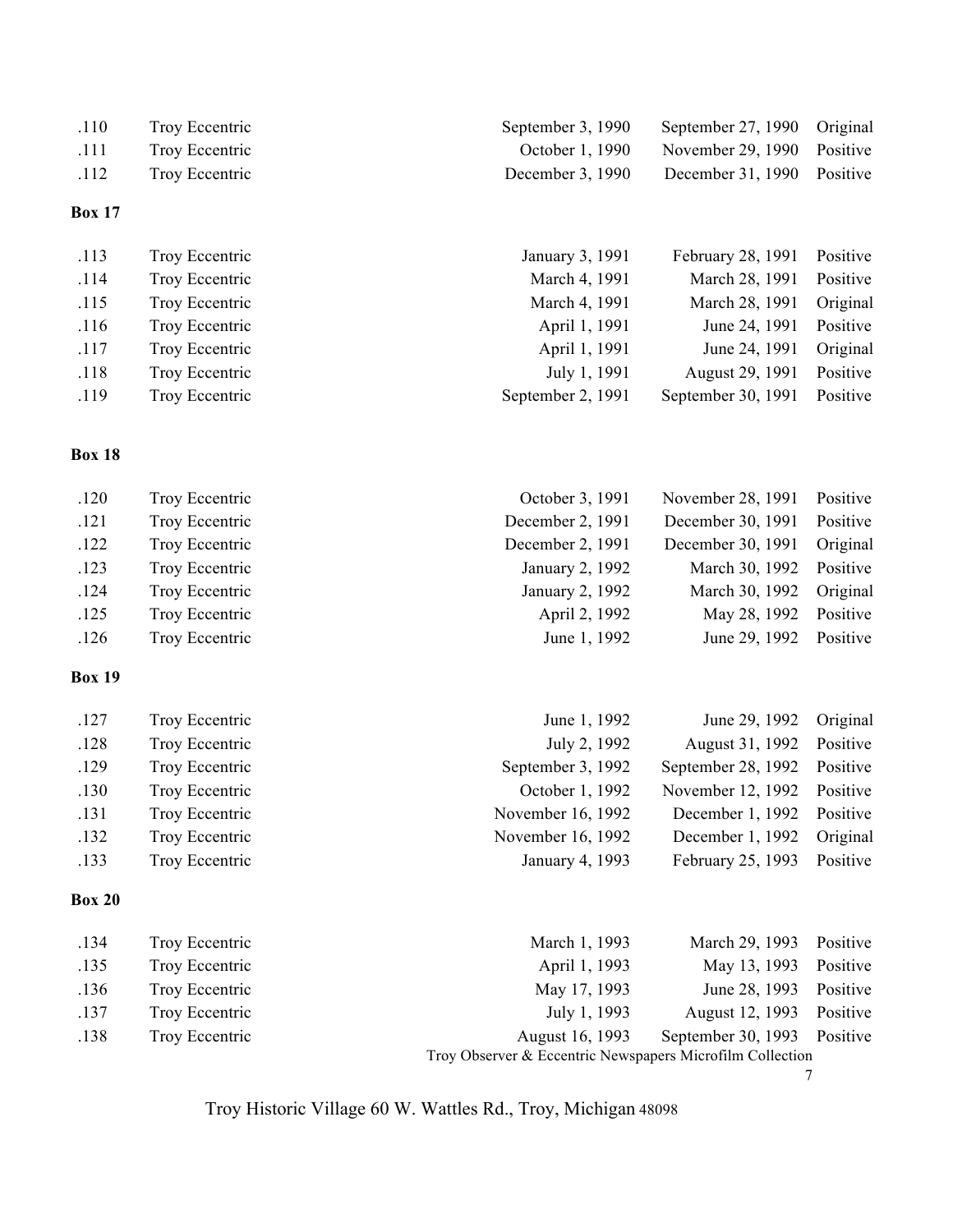| | | | | |
|---|---|---|---|---|
| .110 | Troy Eccentric | September 3, 1990 | September 27, 1990 | Original |
| .111 | Troy Eccentric | October 1, 1990 | November 29, 1990 | Positive |
| .112 | Troy Eccentric | December 3, 1990 | December 31, 1990 | Positive |

**Box 17**

| | | | | |
|---|---|---|---|---|
| .113 | Troy Eccentric | January 3, 1991 | February 28, 1991 | Positive |
| .114 | Troy Eccentric | March 4, 1991 | March 28, 1991 | Positive |
| .115 | Troy Eccentric | March 4, 1991 | March 28, 1991 | Original |
| .116 | Troy Eccentric | April 1, 1991 | June 24, 1991 | Positive |
| .117 | Troy Eccentric | April 1, 1991 | June 24, 1991 | Original |
| .118 | Troy Eccentric | July 1, 1991 | August 29, 1991 | Positive |
| .119 | Troy Eccentric | September 2, 1991 | September 30, 1991 | Positive |

**Box 18**

| | | | | |
|---|---|---|---|---|
| .120 | Troy Eccentric | October 3, 1991 | November 28, 1991 | Positive |
| .121 | Troy Eccentric | December 2, 1991 | December 30, 1991 | Positive |
| .122 | Troy Eccentric | December 2, 1991 | December 30, 1991 | Original |
| .123 | Troy Eccentric | January 2, 1992 | March 30, 1992 | Positive |
| .124 | Troy Eccentric | January 2, 1992 | March 30, 1992 | Original |
| .125 | Troy Eccentric | April 2, 1992 | May 28, 1992 | Positive |
| .126 | Troy Eccentric | June 1, 1992 | June 29, 1992 | Positive |

**Box 19**

| | | | | |
|---|---|---|---|---|
| .127 | Troy Eccentric | June 1, 1992 | June 29, 1992 | Original |
| .128 | Troy Eccentric | July 2, 1992 | August 31, 1992 | Positive |
| .129 | Troy Eccentric | September 3, 1992 | September 28, 1992 | Positive |
| .130 | Troy Eccentric | October 1, 1992 | November 12, 1992 | Positive |
| .131 | Troy Eccentric | November 16, 1992 | December 1, 1992 | Positive |
| .132 | Troy Eccentric | November 16, 1992 | December 1, 1992 | Original |
| .133 | Troy Eccentric | January 4, 1993 | February 25, 1993 | Positive |

**Box 20**

| | | | | |
|---|---|---|---|---|
| .134 | Troy Eccentric | March 1, 1993 | March 29, 1993 | Positive |
| .135 | Troy Eccentric | April 1, 1993 | May 13, 1993 | Positive |
| .136 | Troy Eccentric | May 17, 1993 | June 28, 1993 | Positive |
| .137 | Troy Eccentric | July 1, 1993 | August 12, 1993 | Positive |
| .138 | Troy Eccentric | August 16, 1993 | September 30, 1993 | Positive |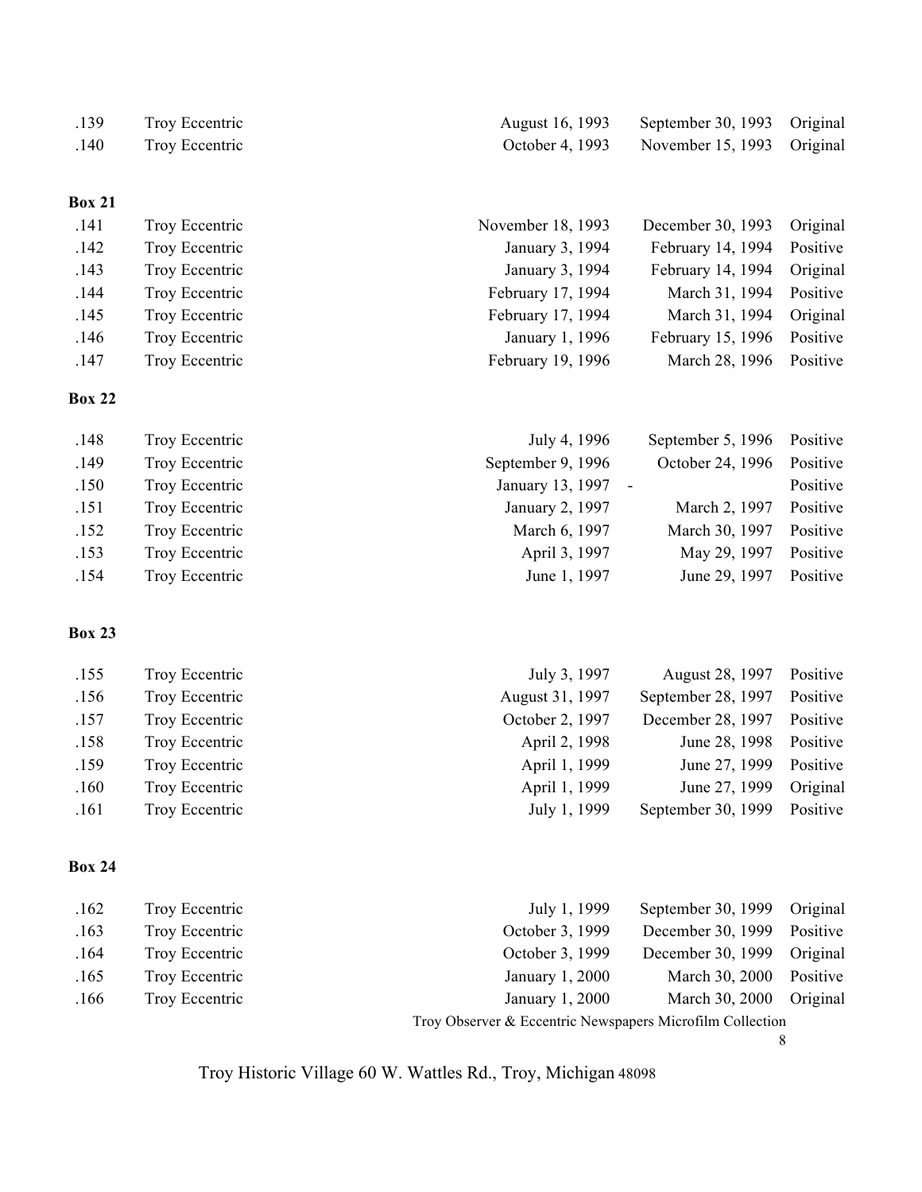| | | | | |
|---|---|---|---|---|
| .139 | Troy Eccentric | August 16, 1993 | September 30, 1993 | Original |
| .140 | Troy Eccentric | October 4, 1993 | November 15, 1993 | Original |

**Box 21**

| | | | | |
|---|---|---|---|---|
| .141 | Troy Eccentric | November 18, 1993 | December 30, 1993 | Original |
| .142 | Troy Eccentric | January 3, 1994 | February 14, 1994 | Positive |
| .143 | Troy Eccentric | January 3, 1994 | February 14, 1994 | Original |
| .144 | Troy Eccentric | February 17, 1994 | March 31, 1994 | Positive |
| .145 | Troy Eccentric | February 17, 1994 | March 31, 1994 | Original |
| .146 | Troy Eccentric | January 1, 1996 | February 15, 1996 | Positive |
| .147 | Troy Eccentric | February 19, 1996 | March 28, 1996 | Positive |

**Box 22**

| | | | | |
|---|---|---|---|---|
| .148 | Troy Eccentric | July 4, 1996 | September 5, 1996 | Positive |
| .149 | Troy Eccentric | September 9, 1996 | October 24, 1996 | Positive |
| .150 | Troy Eccentric | January 13, 1997 - | | Positive |
| .151 | Troy Eccentric | January 2, 1997 | March 2, 1997 | Positive |
| .152 | Troy Eccentric | March 6, 1997 | March 30, 1997 | Positive |
| .153 | Troy Eccentric | April 3, 1997 | May 29, 1997 | Positive |
| .154 | Troy Eccentric | June 1, 1997 | June 29, 1997 | Positive |

**Box 23**

| | | | | |
|---|---|---|---|---|
| .155 | Troy Eccentric | July 3, 1997 | August 28, 1997 | Positive |
| .156 | Troy Eccentric | August 31, 1997 | September 28, 1997 | Positive |
| .157 | Troy Eccentric | October 2, 1997 | December 28, 1997 | Positive |
| .158 | Troy Eccentric | April 2, 1998 | June 28, 1998 | Positive |
| .159 | Troy Eccentric | April 1, 1999 | June 27, 1999 | Positive |
| .160 | Troy Eccentric | April 1, 1999 | June 27, 1999 | Original |
| .161 | Troy Eccentric | July 1, 1999 | September 30, 1999 | Positive |

**Box 24**

| | | | | |
|---|---|---|---|---|
| .162 | Troy Eccentric | July 1, 1999 | September 30, 1999 | Original |
| .163 | Troy Eccentric | October 3, 1999 | December 30, 1999 | Positive |
| .164 | Troy Eccentric | October 3, 1999 | December 30, 1999 | Original |
| .165 | Troy Eccentric | January 1, 2000 | March 30, 2000 | Positive |
| .166 | Troy Eccentric | January 1, 2000 | March 30, 2000 | Original |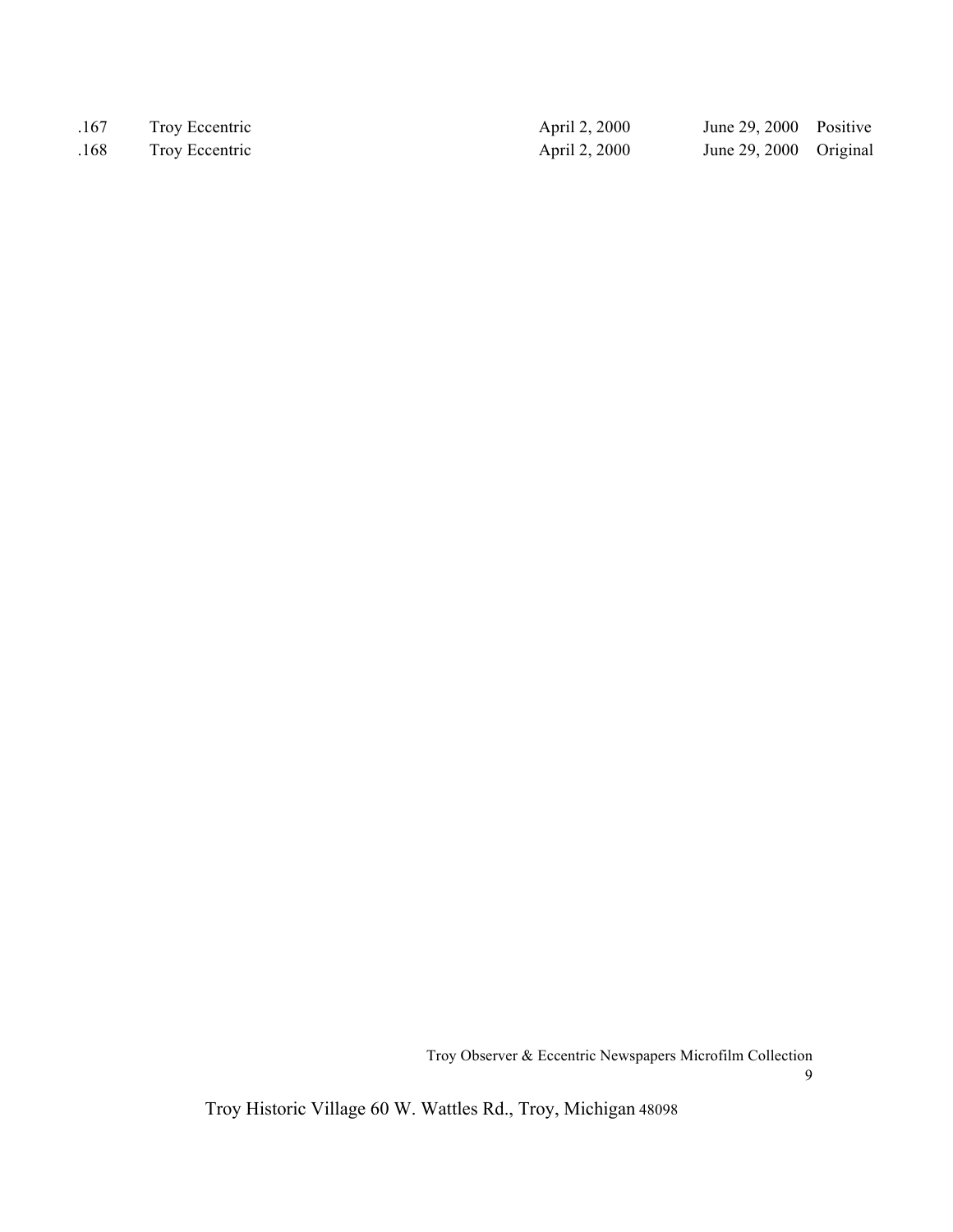| | | | | |
|---|---|---|---|---|
| .167 | Troy Eccentric | April 2, 2000 | June 29, 2000 | Positive |
| .168 | Troy Eccentric | April 2, 2000 | June 29, 2000 | Original |

Troy Historic Village 60 W. Wattles Rd., Troy, Michigan 48098